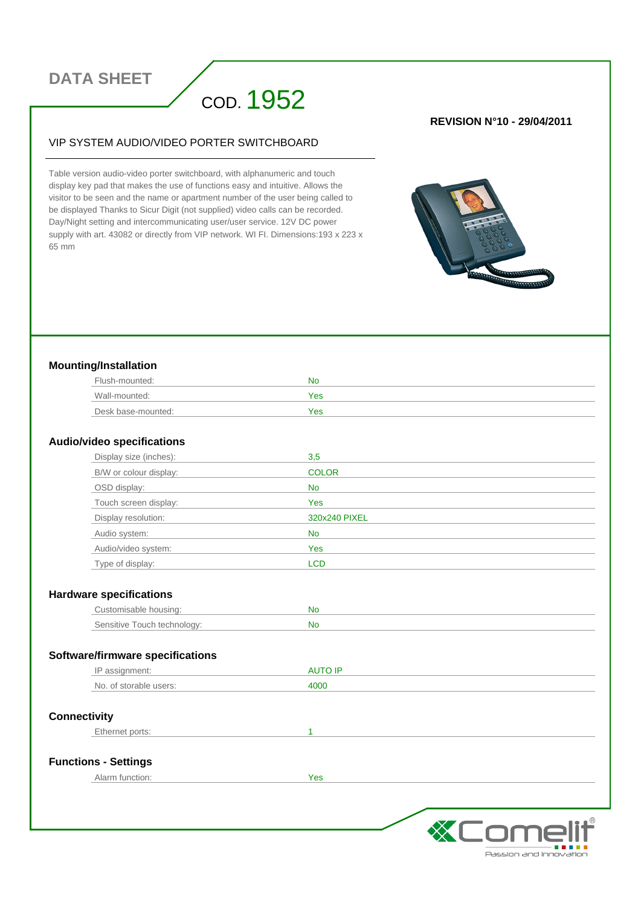# DATA SHEET

# COD. 1952

**REVISION N°10 - 29/04/2011**

## VIP SYSTEM AUDIO/VIDEO PORTER SWITCHBOARD

Table version audio-video porter switchboard, with alphanumeric and touch display key pad that makes the use of functions easy and intuitive. Allows the visitor to be seen and the name or apartment number of the user being called to be displayed Thanks to Sicur Digit (not supplied) video calls can be recorded. Day/Night setting and intercommunicating user/user service. 12V DC power supply with art. 43082 or directly from VIP network. WI FI. Dimensions:193 x 223 x 65 mm

### Mounting/Installation

| | |
|---|---|
| Flush-mounted: | No |
| Wall-mounted: | Yes |
| Desk base-mounted: | Yes |

### Audio/video specifications

| | |
|---|---|
| Display size (inches): | 3,5 |
| B/W or colour display: | COLOR |
| OSD display: | No |
| Touch screen display: | Yes |
| Display resolution: | 320x240 PIXEL |
| Audio system: | No |
| Audio/video system: | Yes |
| Type of display: | LCD |

### Hardware specifications

| | |
|---|---|
| Customisable housing: | No |
| Sensitive Touch technology: | No |

### Software/firmware specifications

| | |
|---|---|
| IP assignment: | AUTO IP |
| No. of storable users: | 4000 |

### Connectivity

| | |
|---|---|
| Ethernet ports: | 1 |

### Functions - Settings

| | |
|---|---|
| Alarm function: | Yes |

Comelit®
Passion and Innovation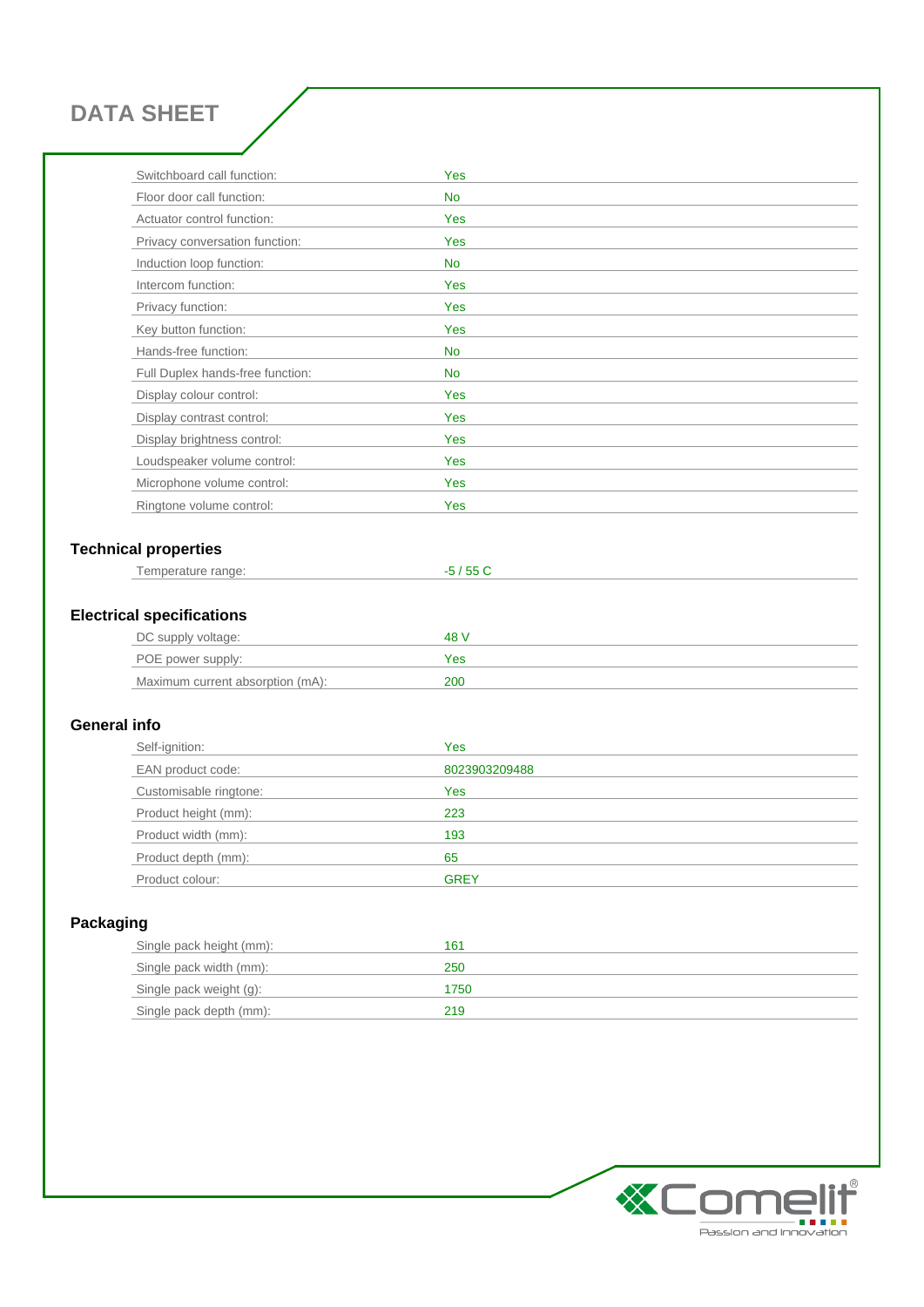# DATA SHEET

| | |
|---|---|
| Switchboard call function: | Yes |
| Floor door call function: | No |
| Actuator control function: | Yes |
| Privacy conversation function: | Yes |
| Induction loop function: | No |
| Intercom function: | Yes |
| Privacy function: | Yes |
| Key button function: | Yes |
| Hands-free function: | No |
| Full Duplex hands-free function: | No |
| Display colour control: | Yes |
| Display contrast control: | Yes |
| Display brightness control: | Yes |
| Loudspeaker volume control: | Yes |
| Microphone volume control: | Yes |
| Ringtone volume control: | Yes |

## Technical properties

| | |
|---|---|
| Temperature range: | -5 / 55 C |

## Electrical specifications

| | |
|---|---|
| DC supply voltage: | 48 V |
| POE power supply: | Yes |
| Maximum current absorption (mA): | 200 |

## General info

| | |
|---|---|
| Self-ignition: | Yes |
| EAN product code: | 8023903209488 |
| Customisable ringtone: | Yes |
| Product height (mm): | 223 |
| Product width (mm): | 193 |
| Product depth (mm): | 65 |
| Product colour: | GREY |

## Packaging

| | |
|---|---|
| Single pack height (mm): | 161 |
| Single pack width (mm): | 250 |
| Single pack weight (g): | 1750 |
| Single pack depth (mm): | 219 |